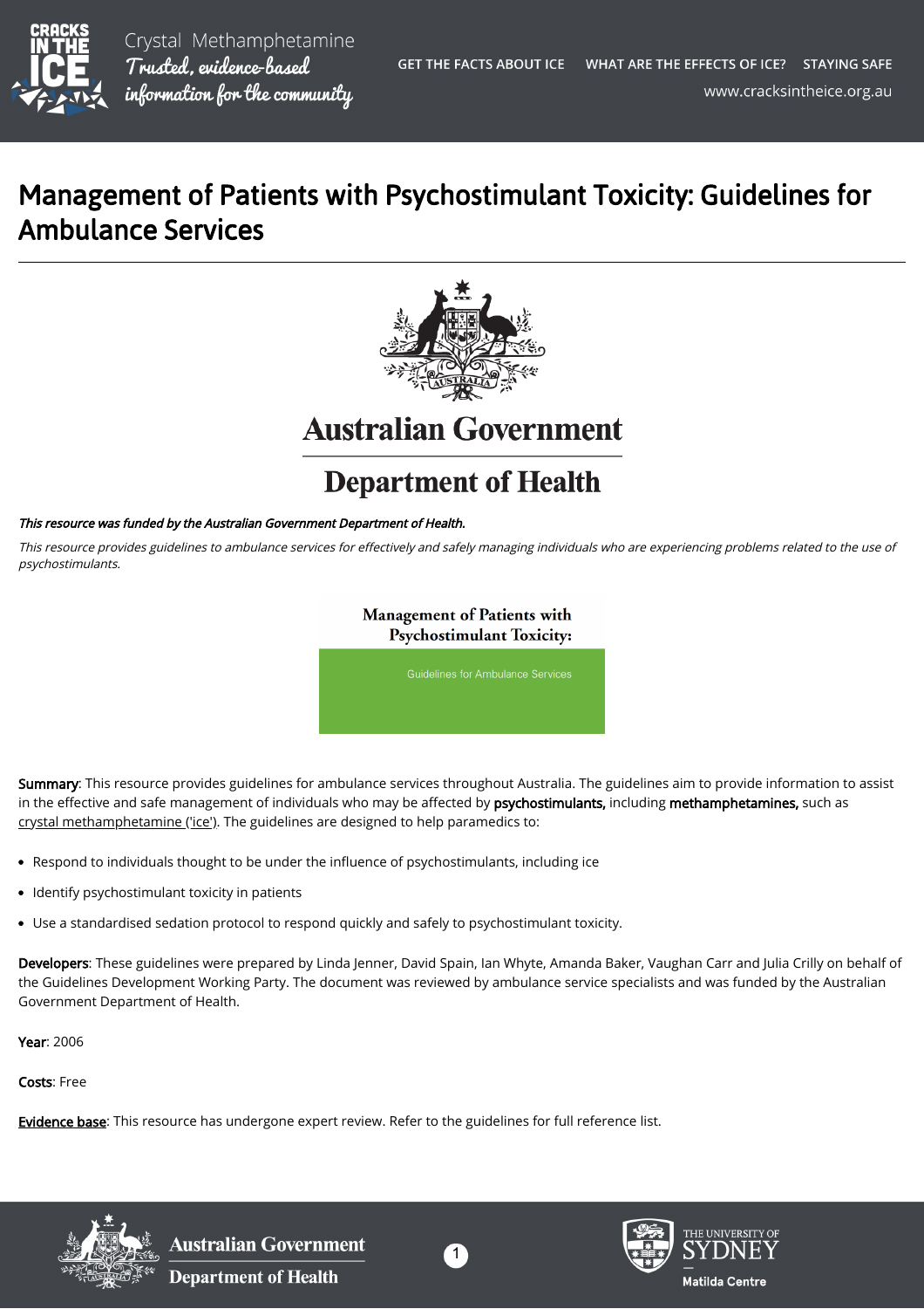# Management of Patients with Psychostimulant Toxicity: Guidelines for Ambulance Services

***This resource was funded by the Australian Government Department of Health.***

*This resource provides guidelines to ambulance services for effectively and safely managing individuals who are experiencing problems related to the use of psychostimulants.*

**Management of Patients with Psychostimulant Toxicity:**

Guidelines for Ambulance Services

**Summary**: This resource provides guidelines for ambulance services throughout Australia. The guidelines aim to provide information to assist in the effective and safe management of individuals who may be affected by **psychostimulants,** including **methamphetamines,** such as crystal methamphetamine ('ice'). The guidelines are designed to help paramedics to:

- Respond to individuals thought to be under the influence of psychostimulants, including ice
- Identify psychostimulant toxicity in patients
- Use a standardised sedation protocol to respond quickly and safely to psychostimulant toxicity.

**Developers**: These guidelines were prepared by Linda Jenner, David Spain, Ian Whyte, Amanda Baker, Vaughan Carr and Julia Crilly on behalf of the Guidelines Development Working Party. The document was reviewed by ambulance service specialists and was funded by the Australian Government Department of Health.

**Year**: 2006

**Costs**: Free

**Evidence base**: This resource has undergone expert review. Refer to the guidelines for full reference list.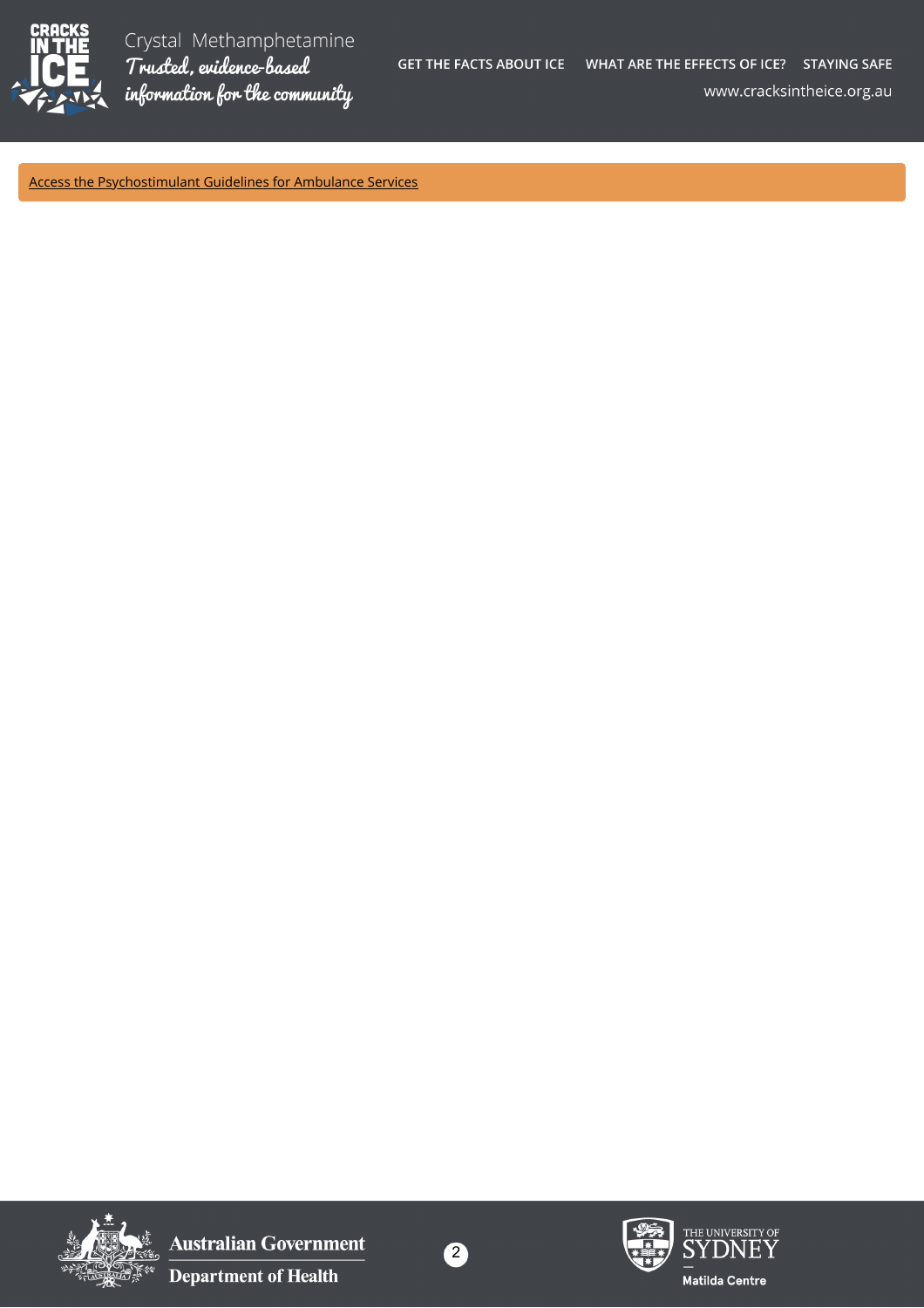Access the Psychostimulant Guidelines for Ambulance Services